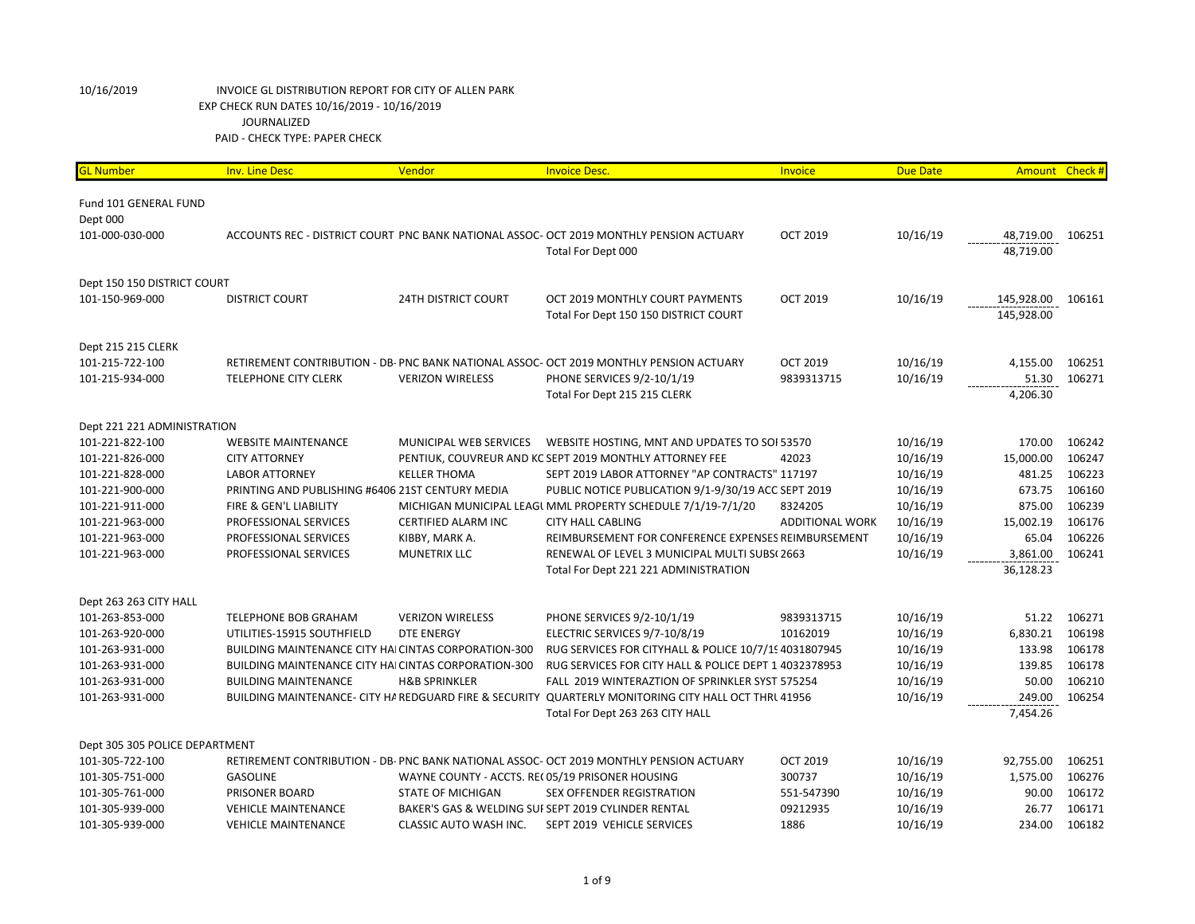10/16/2019 INVOICE GL DISTRIBUTION REPORT FOR CITY OF ALLEN PARK
EXP CHECK RUN DATES 10/16/2019 - 10/16/2019
JOURNALIZED
PAID - CHECK TYPE: PAPER CHECK

| GL Number | Inv. Line Desc | Vendor | Invoice Desc. | Invoice | Due Date | Amount | Check # |
|---|---|---|---|---|---|---|---|
| Fund 101 GENERAL FUND | | | | | | | |
| Dept 000 | | | | | | | |
| 101-000-030-000 | ACCOUNTS REC - DISTRICT COURT | PNC BANK NATIONAL ASSOC- | OCT 2019 MONTHLY PENSION ACTUARY | OCT 2019 | 10/16/19 | 48,719.00 | 106251 |
| | | | Total For Dept 000 | | | 48,719.00 | |
| Dept 150 150 DISTRICT COURT | | | | | | | |
| 101-150-969-000 | DISTRICT COURT | 24TH DISTRICT COURT | OCT 2019 MONTHLY COURT PAYMENTS | OCT 2019 | 10/16/19 | 145,928.00 | 106161 |
| | | | Total For Dept 150 150 DISTRICT COURT | | | 145,928.00 | |
| Dept 215 215 CLERK | | | | | | | |
| 101-215-722-100 | RETIREMENT CONTRIBUTION - DB- | PNC BANK NATIONAL ASSOC- | OCT 2019 MONTHLY PENSION ACTUARY | OCT 2019 | 10/16/19 | 4,155.00 | 106251 |
| 101-215-934-000 | TELEPHONE CITY CLERK | VERIZON WIRELESS | PHONE SERVICES 9/2-10/1/19 | 9839313715 | 10/16/19 | 51.30 | 106271 |
| | | | Total For Dept 215 215 CLERK | | | 4,206.30 | |
| Dept 221 221 ADMINISTRATION | | | | | | | |
| 101-221-822-100 | WEBSITE MAINTENANCE | MUNICIPAL WEB SERVICES | WEBSITE HOSTING, MNT AND UPDATES TO SOI | 53570 | 10/16/19 | 170.00 | 106242 |
| 101-221-826-000 | CITY ATTORNEY | PENTIUK, COUVREUR AND KC | SEPT 2019 MONTHLY ATTORNEY FEE | 42023 | 10/16/19 | 15,000.00 | 106247 |
| 101-221-828-000 | LABOR ATTORNEY | KELLER THOMA | SEPT 2019 LABOR ATTORNEY "AP CONTRACTS" | 117197 | 10/16/19 | 481.25 | 106223 |
| 101-221-900-000 | PRINTING AND PUBLISHING #6406 | 21ST CENTURY MEDIA | PUBLIC NOTICE PUBLICATION 9/1-9/30/19 ACC | SEPT 2019 | 10/16/19 | 673.75 | 106160 |
| 101-221-911-000 | FIRE & GEN'L LIABILITY | MICHIGAN MUNICIPAL LEAGU | MML PROPERTY SCHEDULE 7/1/19-7/1/20 | 8324205 | 10/16/19 | 875.00 | 106239 |
| 101-221-963-000 | PROFESSIONAL SERVICES | CERTIFIED ALARM INC | CITY HALL CABLING | ADDITIONAL WORK | 10/16/19 | 15,002.19 | 106176 |
| 101-221-963-000 | PROFESSIONAL SERVICES | KIBBY, MARK A. | REIMBURSEMENT FOR CONFERENCE EXPENSES | REIMBURSEMENT | 10/16/19 | 65.04 | 106226 |
| 101-221-963-000 | PROFESSIONAL SERVICES | MUNETRIX LLC | RENEWAL OF LEVEL 3 MUNICIPAL MULTI SUBS( | 2663 | 10/16/19 | 3,861.00 | 106241 |
| | | | Total For Dept 221 221 ADMINISTRATION | | | 36,128.23 | |
| Dept 263 263 CITY HALL | | | | | | | |
| 101-263-853-000 | TELEPHONE BOB GRAHAM | VERIZON WIRELESS | PHONE SERVICES 9/2-10/1/19 | 9839313715 | 10/16/19 | 51.22 | 106271 |
| 101-263-920-000 | UTILITIES-15915 SOUTHFIELD | DTE ENERGY | ELECTRIC SERVICES 9/7-10/8/19 | 10162019 | 10/16/19 | 6,830.21 | 106198 |
| 101-263-931-000 | BUILDING MAINTENANCE CITY HAI | CINTAS CORPORATION-300 | RUG SERVICES FOR CITYHALL & POLICE 10/7/19 | 4031807945 | 10/16/19 | 133.98 | 106178 |
| 101-263-931-000 | BUILDING MAINTENANCE CITY HAI | CINTAS CORPORATION-300 | RUG SERVICES FOR CITY HALL & POLICE DEPT 1 | 4032378953 | 10/16/19 | 139.85 | 106178 |
| 101-263-931-000 | BUILDING MAINTENANCE | H&B SPRINKLER | FALL 2019 WINTERAZTION OF SPRINKLER SYST | 575254 | 10/16/19 | 50.00 | 106210 |
| 101-263-931-000 | BUILDING MAINTENANCE- CITY HA | REDGUARD FIRE & SECURITY | QUARTERLY MONITORING CITY HALL OCT THRU | 41956 | 10/16/19 | 249.00 | 106254 |
| | | | Total For Dept 263 263 CITY HALL | | | 7,454.26 | |
| Dept 305 305 POLICE DEPARTMENT | | | | | | | |
| 101-305-722-100 | RETIREMENT CONTRIBUTION - DB- | PNC BANK NATIONAL ASSOC- | OCT 2019 MONTHLY PENSION ACTUARY | OCT 2019 | 10/16/19 | 92,755.00 | 106251 |
| 101-305-751-000 | GASOLINE | WAYNE COUNTY - ACCTS. RE( | 05/19 PRISONER HOUSING | 300737 | 10/16/19 | 1,575.00 | 106276 |
| 101-305-761-000 | PRISONER BOARD | STATE OF MICHIGAN | SEX OFFENDER REGISTRATION | 551-547390 | 10/16/19 | 90.00 | 106172 |
| 101-305-939-000 | VEHICLE MAINTENANCE | BAKER'S GAS & WELDING SUI | SEPT 2019 CYLINDER RENTAL | 09212935 | 10/16/19 | 26.77 | 106171 |
| 101-305-939-000 | VEHICLE MAINTENANCE | CLASSIC AUTO WASH INC. | SEPT 2019 VEHICLE SERVICES | 1886 | 10/16/19 | 234.00 | 106182 |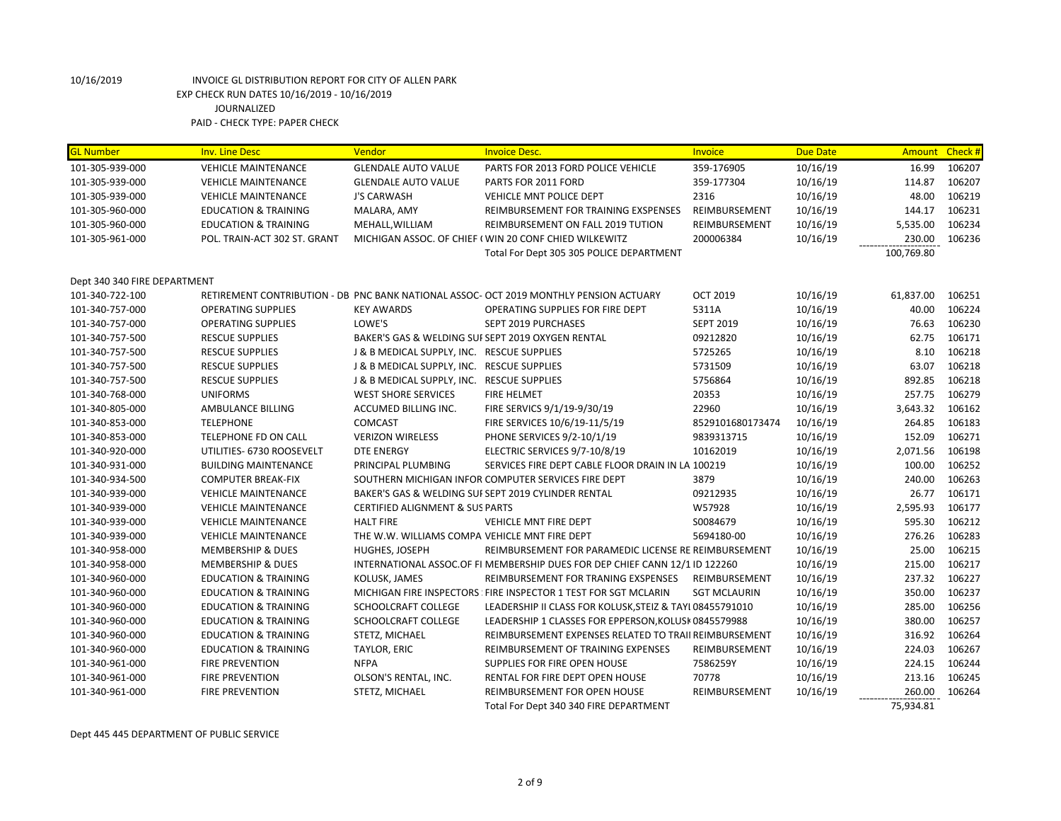10/16/2019 INVOICE GL DISTRIBUTION REPORT FOR CITY OF ALLEN PARK
EXP CHECK RUN DATES 10/16/2019 - 10/16/2019
JOURNALIZED
PAID - CHECK TYPE: PAPER CHECK

| GL Number | Inv. Line Desc | Vendor | Invoice Desc. | Invoice | Due Date | Amount | Check # |
|---|---|---|---|---|---|---|---|
| 101-305-939-000 | VEHICLE MAINTENANCE | GLENDALE AUTO VALUE | PARTS FOR 2013 FORD POLICE VEHICLE | 359-176905 | 10/16/19 | 16.99 | 106207 |
| 101-305-939-000 | VEHICLE MAINTENANCE | GLENDALE AUTO VALUE | PARTS FOR 2011 FORD | 359-177304 | 10/16/19 | 114.87 | 106207 |
| 101-305-939-000 | VEHICLE MAINTENANCE | J'S CARWASH | VEHICLE MNT POLICE DEPT | 2316 | 10/16/19 | 48.00 | 106219 |
| 101-305-960-000 | EDUCATION & TRAINING | MALARA, AMY | REIMBURSEMENT FOR TRAINING EXSPENSES | REIMBURSEMENT | 10/16/19 | 144.17 | 106231 |
| 101-305-960-000 | EDUCATION & TRAINING | MEHALL,WILLIAM | REIMBURSEMENT ON FALL 2019 TUTION | REIMBURSEMENT | 10/16/19 | 5,535.00 | 106234 |
| 101-305-961-000 | POL. TRAIN-ACT 302 ST. GRANT | MICHIGAN ASSOC. OF CHIEF ( | WIN 20 CONF CHIED WILKEWITZ | 200006384 | 10/16/19 | 230.00 | 106236 |
| | | | Total For Dept 305 305 POLICE DEPARTMENT | | | 100,769.80 | |
| Dept 340 340 FIRE DEPARTMENT | | | | | | | |
| 101-340-722-100 | RETIREMENT CONTRIBUTION - DB | PNC BANK NATIONAL ASSOC- | OCT 2019 MONTHLY PENSION ACTUARY | OCT 2019 | 10/16/19 | 61,837.00 | 106251 |
| 101-340-757-000 | OPERATING SUPPLIES | KEY AWARDS | OPERATING SUPPLIES FOR FIRE DEPT | 5311A | 10/16/19 | 40.00 | 106224 |
| 101-340-757-000 | OPERATING SUPPLIES | LOWE'S | SEPT 2019 PURCHASES | SEPT 2019 | 10/16/19 | 76.63 | 106230 |
| 101-340-757-500 | RESCUE SUPPLIES | BAKER'S GAS & WELDING SUI | SEPT 2019 OXYGEN RENTAL | 09212820 | 10/16/19 | 62.75 | 106171 |
| 101-340-757-500 | RESCUE SUPPLIES | J & B MEDICAL SUPPLY, INC. | RESCUE SUPPLIES | 5725265 | 10/16/19 | 8.10 | 106218 |
| 101-340-757-500 | RESCUE SUPPLIES | J & B MEDICAL SUPPLY, INC. | RESCUE SUPPLIES | 5731509 | 10/16/19 | 63.07 | 106218 |
| 101-340-757-500 | RESCUE SUPPLIES | J & B MEDICAL SUPPLY, INC. | RESCUE SUPPLIES | 5756864 | 10/16/19 | 892.85 | 106218 |
| 101-340-768-000 | UNIFORMS | WEST SHORE SERVICES | FIRE HELMET | 20353 | 10/16/19 | 257.75 | 106279 |
| 101-340-805-000 | AMBULANCE BILLING | ACCUMED BILLING INC. | FIRE SERVICS 9/1/19-9/30/19 | 22960 | 10/16/19 | 3,643.32 | 106162 |
| 101-340-853-000 | TELEPHONE | COMCAST | FIRE SERVICES 10/6/19-11/5/19 | 8529101680173474 | 10/16/19 | 264.85 | 106183 |
| 101-340-853-000 | TELEPHONE FD ON CALL | VERIZON WIRELESS | PHONE SERVICES 9/2-10/1/19 | 9839313715 | 10/16/19 | 152.09 | 106271 |
| 101-340-920-000 | UTILITIES- 6730 ROOSEVELT | DTE ENERGY | ELECTRIC SERVICES 9/7-10/8/19 | 10162019 | 10/16/19 | 2,071.56 | 106198 |
| 101-340-931-000 | BUILDING MAINTENANCE | PRINCIPAL PLUMBING | SERVICES FIRE DEPT CABLE FLOOR DRAIN IN LA | 100219 | 10/16/19 | 100.00 | 106252 |
| 101-340-934-500 | COMPUTER BREAK-FIX | SOUTHERN MICHIGAN INFOR | COMPUTER SERVICES FIRE DEPT | 3879 | 10/16/19 | 240.00 | 106263 |
| 101-340-939-000 | VEHICLE MAINTENANCE | BAKER'S GAS & WELDING SUI | SEPT 2019 CYLINDER RENTAL | 09212935 | 10/16/19 | 26.77 | 106171 |
| 101-340-939-000 | VEHICLE MAINTENANCE | CERTIFIED ALIGNMENT & SUS | PARTS | W57928 | 10/16/19 | 2,595.93 | 106177 |
| 101-340-939-000 | VEHICLE MAINTENANCE | HALT FIRE | VEHICLE MNT FIRE DEPT | S0084679 | 10/16/19 | 595.30 | 106212 |
| 101-340-939-000 | VEHICLE MAINTENANCE | THE W.W. WILLIAMS COMPA | VEHICLE MNT FIRE DEPT | 5694180-00 | 10/16/19 | 276.26 | 106283 |
| 101-340-958-000 | MEMBERSHIP & DUES | HUGHES, JOSEPH | REIMBURSEMENT FOR PARAMEDIC LICENSE RE | REIMBURSEMENT | 10/16/19 | 25.00 | 106215 |
| 101-340-958-000 | MEMBERSHIP & DUES | INTERNATIONAL ASSOC.OF FI | MEMBERSHIP DUES FOR DEP CHIEF CANN 12/1 | ID 122260 | 10/16/19 | 215.00 | 106217 |
| 101-340-960-000 | EDUCATION & TRAINING | KOLUSK, JAMES | REIMBURSEMENT FOR TRANING EXSPENSES | REIMBURSEMENT | 10/16/19 | 237.32 | 106227 |
| 101-340-960-000 | EDUCATION & TRAINING | MICHIGAN FIRE INSPECTORS | FIRE INSPECTOR 1 TEST FOR SGT MCLARIN | SGT MCLAURIN | 10/16/19 | 350.00 | 106237 |
| 101-340-960-000 | EDUCATION & TRAINING | SCHOOLCRAFT COLLEGE | LEADERSHIP II CLASS FOR KOLUSK,STEIZ & TAYI | 08455791010 | 10/16/19 | 285.00 | 106256 |
| 101-340-960-000 | EDUCATION & TRAINING | SCHOOLCRAFT COLLEGE | LEADERSHIP 1 CLASSES FOR EPPERSON,KOLUSK | 0845579988 | 10/16/19 | 380.00 | 106257 |
| 101-340-960-000 | EDUCATION & TRAINING | STETZ, MICHAEL | REIMBURSEMENT EXPENSES RELATED TO TRAII | REIMBURSEMENT | 10/16/19 | 316.92 | 106264 |
| 101-340-960-000 | EDUCATION & TRAINING | TAYLOR, ERIC | REIMBURSEMENT OF TRAINING EXPENSES | REIMBURSEMENT | 10/16/19 | 224.03 | 106267 |
| 101-340-961-000 | FIRE PREVENTION | NFPA | SUPPLIES FOR FIRE OPEN HOUSE | 7586259Y | 10/16/19 | 224.15 | 106244 |
| 101-340-961-000 | FIRE PREVENTION | OLSON'S RENTAL, INC. | RENTAL FOR FIRE DEPT OPEN HOUSE | 70778 | 10/16/19 | 213.16 | 106245 |
| 101-340-961-000 | FIRE PREVENTION | STETZ, MICHAEL | REIMBURSEMENT FOR OPEN HOUSE | REIMBURSEMENT | 10/16/19 | 260.00 | 106264 |
| | | | Total For Dept 340 340 FIRE DEPARTMENT | | | 75,934.81 | |

Dept 445 445 DEPARTMENT OF PUBLIC SERVICE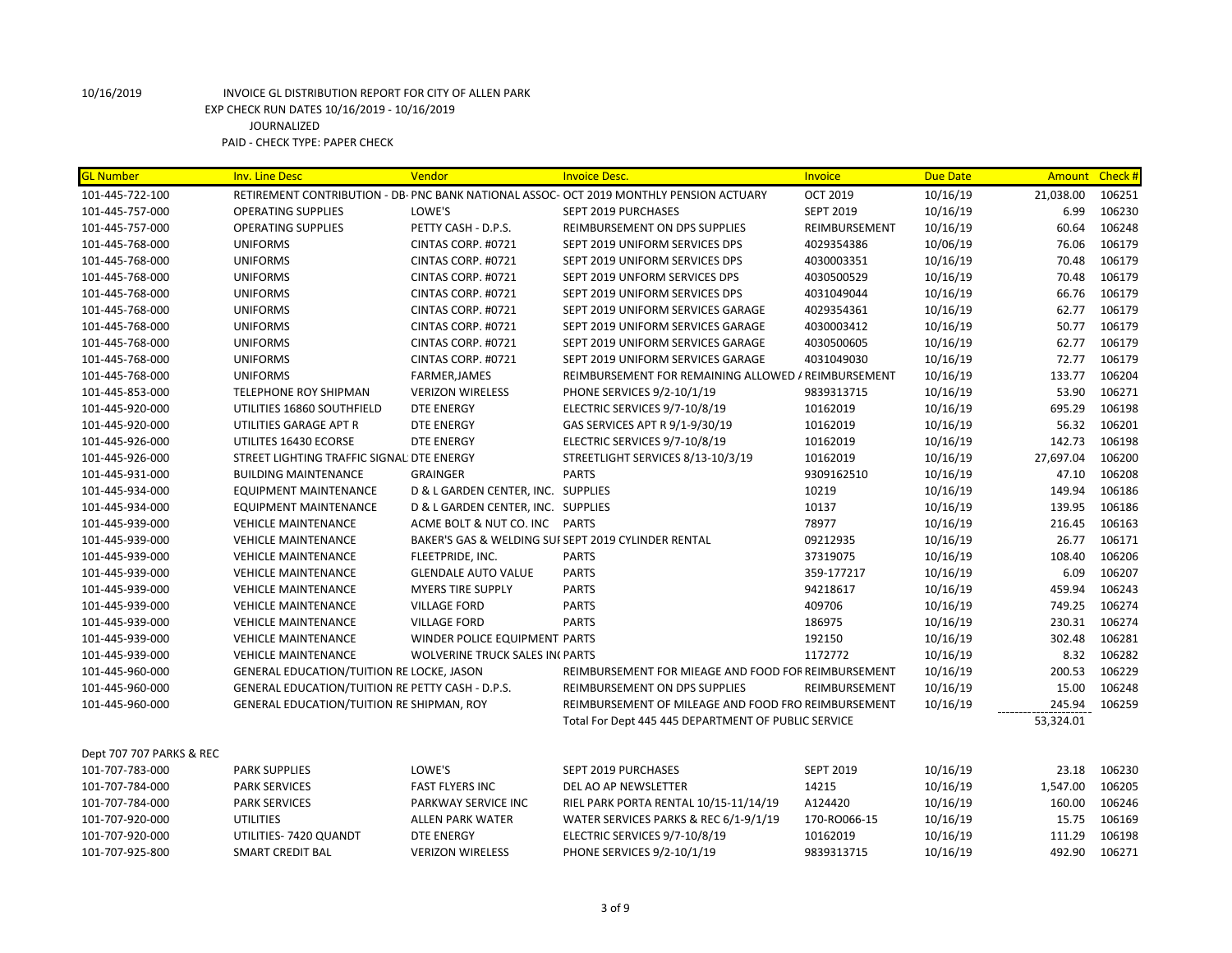10/16/2019 INVOICE GL DISTRIBUTION REPORT FOR CITY OF ALLEN PARK
EXP CHECK RUN DATES 10/16/2019 - 10/16/2019
JOURNALIZED
PAID - CHECK TYPE: PAPER CHECK

| GL Number | Inv. Line Desc | Vendor | Invoice Desc. | Invoice | Due Date | Amount | Check # |
|---|---|---|---|---|---|---|---|
| 101-445-722-100 | RETIREMENT CONTRIBUTION - DB- | PNC BANK NATIONAL ASSOC- | OCT 2019 MONTHLY PENSION ACTUARY | OCT 2019 | 10/16/19 | 21,038.00 | 106251 |
| 101-445-757-000 | OPERATING SUPPLIES | LOWE'S | SEPT 2019 PURCHASES | SEPT 2019 | 10/16/19 | 6.99 | 106230 |
| 101-445-757-000 | OPERATING SUPPLIES | PETTY CASH - D.P.S. | REIMBURSEMENT ON DPS SUPPLIES | REIMBURSEMENT | 10/16/19 | 60.64 | 106248 |
| 101-445-768-000 | UNIFORMS | CINTAS CORP. #0721 | SEPT 2019 UNIFORM SERVICES DPS | 4029354386 | 10/06/19 | 76.06 | 106179 |
| 101-445-768-000 | UNIFORMS | CINTAS CORP. #0721 | SEPT 2019 UNIFORM SERVICES DPS | 4030003351 | 10/16/19 | 70.48 | 106179 |
| 101-445-768-000 | UNIFORMS | CINTAS CORP. #0721 | SEPT 2019 UNFORM SERVICES DPS | 4030500529 | 10/16/19 | 70.48 | 106179 |
| 101-445-768-000 | UNIFORMS | CINTAS CORP. #0721 | SEPT 2019 UNIFORM SERVICES DPS | 4031049044 | 10/16/19 | 66.76 | 106179 |
| 101-445-768-000 | UNIFORMS | CINTAS CORP. #0721 | SEPT 2019 UNIFORM SERVICES GARAGE | 4029354361 | 10/16/19 | 62.77 | 106179 |
| 101-445-768-000 | UNIFORMS | CINTAS CORP. #0721 | SEPT 2019 UNIFORM SERVICES GARAGE | 4030003412 | 10/16/19 | 50.77 | 106179 |
| 101-445-768-000 | UNIFORMS | CINTAS CORP. #0721 | SEPT 2019 UNIFORM SERVICES GARAGE | 4030500605 | 10/16/19 | 62.77 | 106179 |
| 101-445-768-000 | UNIFORMS | CINTAS CORP. #0721 | SEPT 2019 UNIFORM SERVICES GARAGE | 4031049030 | 10/16/19 | 72.77 | 106179 |
| 101-445-768-000 | UNIFORMS | FARMER,JAMES | REIMBURSEMENT FOR REMAINING ALLOWED / | REIMBURSEMENT | 10/16/19 | 133.77 | 106204 |
| 101-445-853-000 | TELEPHONE ROY SHIPMAN | VERIZON WIRELESS | PHONE SERVICES 9/2-10/1/19 | 9839313715 | 10/16/19 | 53.90 | 106271 |
| 101-445-920-000 | UTILITIES 16860 SOUTHFIELD | DTE ENERGY | ELECTRIC SERVICES 9/7-10/8/19 | 10162019 | 10/16/19 | 695.29 | 106198 |
| 101-445-920-000 | UTILITIES GARAGE APT R | DTE ENERGY | GAS SERVICES APT R 9/1-9/30/19 | 10162019 | 10/16/19 | 56.32 | 106201 |
| 101-445-926-000 | UTILITES 16430 ECORSE | DTE ENERGY | ELECTRIC SERVICES 9/7-10/8/19 | 10162019 | 10/16/19 | 142.73 | 106198 |
| 101-445-926-000 | STREET LIGHTING TRAFFIC SIGNAL | DTE ENERGY | STREETLIGHT SERVICES 8/13-10/3/19 | 10162019 | 10/16/19 | 27,697.04 | 106200 |
| 101-445-931-000 | BUILDING MAINTENANCE | GRAINGER | PARTS | 9309162510 | 10/16/19 | 47.10 | 106208 |
| 101-445-934-000 | EQUIPMENT MAINTENANCE | D & L GARDEN CENTER, INC. | SUPPLIES | 10219 | 10/16/19 | 149.94 | 106186 |
| 101-445-934-000 | EQUIPMENT MAINTENANCE | D & L GARDEN CENTER, INC. | SUPPLIES | 10137 | 10/16/19 | 139.95 | 106186 |
| 101-445-939-000 | VEHICLE MAINTENANCE | ACME BOLT & NUT CO. INC | PARTS | 78977 | 10/16/19 | 216.45 | 106163 |
| 101-445-939-000 | VEHICLE MAINTENANCE | BAKER'S GAS & WELDING SUI | SEPT 2019 CYLINDER RENTAL | 09212935 | 10/16/19 | 26.77 | 106171 |
| 101-445-939-000 | VEHICLE MAINTENANCE | FLEETPRIDE, INC. | PARTS | 37319075 | 10/16/19 | 108.40 | 106206 |
| 101-445-939-000 | VEHICLE MAINTENANCE | GLENDALE AUTO VALUE | PARTS | 359-177217 | 10/16/19 | 6.09 | 106207 |
| 101-445-939-000 | VEHICLE MAINTENANCE | MYERS TIRE SUPPLY | PARTS | 94218617 | 10/16/19 | 459.94 | 106243 |
| 101-445-939-000 | VEHICLE MAINTENANCE | VILLAGE FORD | PARTS | 409706 | 10/16/19 | 749.25 | 106274 |
| 101-445-939-000 | VEHICLE MAINTENANCE | VILLAGE FORD | PARTS | 186975 | 10/16/19 | 230.31 | 106274 |
| 101-445-939-000 | VEHICLE MAINTENANCE | WINDER POLICE EQUIPMENT | PARTS | 192150 | 10/16/19 | 302.48 | 106281 |
| 101-445-939-000 | VEHICLE MAINTENANCE | WOLVERINE TRUCK SALES IN( | PARTS | 1172772 | 10/16/19 | 8.32 | 106282 |
| 101-445-960-000 | GENERAL EDUCATION/TUITION RE | LOCKE, JASON | REIMBURSEMENT FOR MIEAGE AND FOOD FOF | REIMBURSEMENT | 10/16/19 | 200.53 | 106229 |
| 101-445-960-000 | GENERAL EDUCATION/TUITION RE | PETTY CASH - D.P.S. | REIMBURSEMENT ON DPS SUPPLIES | REIMBURSEMENT | 10/16/19 | 15.00 | 106248 |
| 101-445-960-000 | GENERAL EDUCATION/TUITION RE | SHIPMAN, ROY | REIMBURSEMENT OF MILEAGE AND FOOD FRO | REIMBURSEMENT | 10/16/19 | 245.94 | 106259 |
| | | | Total For Dept 445 445 DEPARTMENT OF PUBLIC SERVICE | | | 53,324.01 | |
| Dept 707 707 PARKS & REC | | | | | | | |
| 101-707-783-000 | PARK SUPPLIES | LOWE'S | SEPT 2019 PURCHASES | SEPT 2019 | 10/16/19 | 23.18 | 106230 |
| 101-707-784-000 | PARK SERVICES | FAST FLYERS INC | DEL AO AP NEWSLETTER | 14215 | 10/16/19 | 1,547.00 | 106205 |
| 101-707-784-000 | PARK SERVICES | PARKWAY SERVICE INC | RIEL PARK PORTA RENTAL 10/15-11/14/19 | A124420 | 10/16/19 | 160.00 | 106246 |
| 101-707-920-000 | UTILITIES | ALLEN PARK WATER | WATER SERVICES PARKS & REC 6/1-9/1/19 | 170-RO066-15 | 10/16/19 | 15.75 | 106169 |
| 101-707-920-000 | UTILITIES- 7420 QUANDT | DTE ENERGY | ELECTRIC SERVICES 9/7-10/8/19 | 10162019 | 10/16/19 | 111.29 | 106198 |
| 101-707-925-800 | SMART CREDIT BAL | VERIZON WIRELESS | PHONE SERVICES 9/2-10/1/19 | 9839313715 | 10/16/19 | 492.90 | 106271 |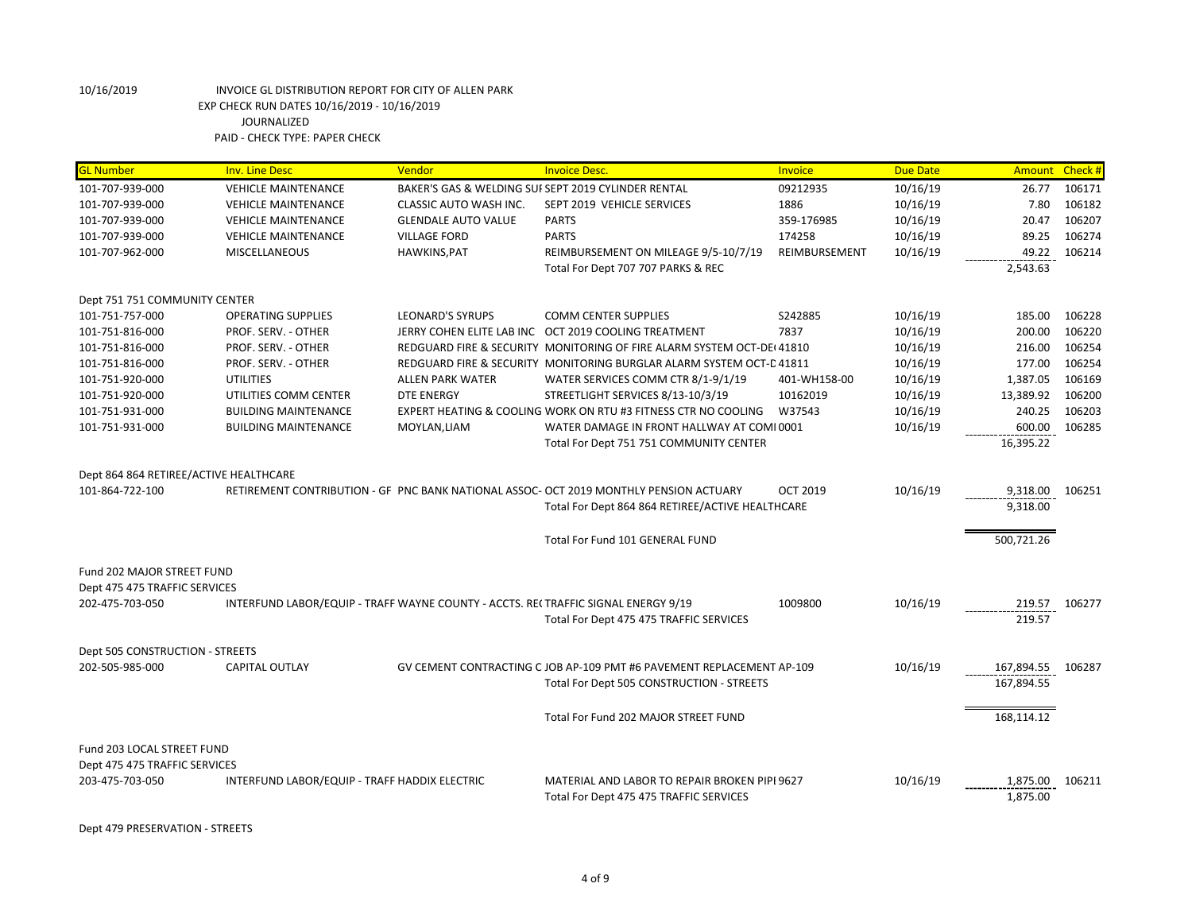10/16/2019 INVOICE GL DISTRIBUTION REPORT FOR CITY OF ALLEN PARK
EXP CHECK RUN DATES 10/16/2019 - 10/16/2019
JOURNALIZED
PAID - CHECK TYPE: PAPER CHECK

| GL Number | Inv. Line Desc | Vendor | Invoice Desc. | Invoice | Due Date | Amount | Check # |
|---|---|---|---|---|---|---|---|
| 101-707-939-000 | VEHICLE MAINTENANCE | BAKER'S GAS & WELDING SUI | SEPT 2019 CYLINDER RENTAL | 09212935 | 10/16/19 | 26.77 | 106171 |
| 101-707-939-000 | VEHICLE MAINTENANCE | CLASSIC AUTO WASH INC. | SEPT 2019 VEHICLE SERVICES | 1886 | 10/16/19 | 7.80 | 106182 |
| 101-707-939-000 | VEHICLE MAINTENANCE | GLENDALE AUTO VALUE | PARTS | 359-176985 | 10/16/19 | 20.47 | 106207 |
| 101-707-939-000 | VEHICLE MAINTENANCE | VILLAGE FORD | PARTS | 174258 | 10/16/19 | 89.25 | 106274 |
| 101-707-962-000 | MISCELLANEOUS | HAWKINS,PAT | REIMBURSEMENT ON MILEAGE 9/5-10/7/19 | REIMBURSEMENT | 10/16/19 | 49.22 | 106214 |
| | | | Total For Dept 707 707 PARKS & REC | | | 2,543.63 | |
| Dept 751 751 COMMUNITY CENTER | | | | | | | |
| 101-751-757-000 | OPERATING SUPPLIES | LEONARD'S SYRUPS | COMM CENTER SUPPLIES | S242885 | 10/16/19 | 185.00 | 106228 |
| 101-751-816-000 | PROF. SERV. - OTHER | JERRY COHEN ELITE LAB INC | OCT 2019 COOLING TREATMENT | 7837 | 10/16/19 | 200.00 | 106220 |
| 101-751-816-000 | PROF. SERV. - OTHER | REDGUARD FIRE & SECURITY | MONITORING OF FIRE ALARM SYSTEM OCT-DE( | 41810 | 10/16/19 | 216.00 | 106254 |
| 101-751-816-000 | PROF. SERV. - OTHER | REDGUARD FIRE & SECURITY | MONITORING BURGLAR ALARM SYSTEM OCT-D | 41811 | 10/16/19 | 177.00 | 106254 |
| 101-751-920-000 | UTILITIES | ALLEN PARK WATER | WATER SERVICES COMM CTR 8/1-9/1/19 | 401-WH158-00 | 10/16/19 | 1,387.05 | 106169 |
| 101-751-920-000 | UTILITIES COMM CENTER | DTE ENERGY | STREETLIGHT SERVICES 8/13-10/3/19 | 10162019 | 10/16/19 | 13,389.92 | 106200 |
| 101-751-931-000 | BUILDING MAINTENANCE | EXPERT HEATING & COOLING | WORK ON RTU #3 FITNESS CTR NO COOLING | W37543 | 10/16/19 | 240.25 | 106203 |
| 101-751-931-000 | BUILDING MAINTENANCE | MOYLAN,LIAM | WATER DAMAGE IN FRONT HALLWAY AT COMI | 0001 | 10/16/19 | 600.00 | 106285 |
| | | | Total For Dept 751 751 COMMUNITY CENTER | | | 16,395.22 | |
| Dept 864 864 RETIREE/ACTIVE HEALTHCARE | | | | | | | |
| 101-864-722-100 | RETIREMENT CONTRIBUTION - GF | PNC BANK NATIONAL ASSOC- | OCT 2019 MONTHLY PENSION ACTUARY | OCT 2019 | 10/16/19 | 9,318.00 | 106251 |
| | | | Total For Dept 864 864 RETIREE/ACTIVE HEALTHCARE | | | 9,318.00 | |
| | | | Total For Fund 101 GENERAL FUND | | | 500,721.26 | |
| Fund 202 MAJOR STREET FUND | | | | | | | |
| Dept 475 475 TRAFFIC SERVICES | | | | | | | |
| 202-475-703-050 | INTERFUND LABOR/EQUIP - TRAFF | WAYNE COUNTY - ACCTS. RE( | TRAFFIC SIGNAL ENERGY 9/19 | 1009800 | 10/16/19 | 219.57 | 106277 |
| | | | Total For Dept 475 475 TRAFFIC SERVICES | | | 219.57 | |
| Dept 505 CONSTRUCTION - STREETS | | | | | | | |
| 202-505-985-000 | CAPITAL OUTLAY | GV CEMENT CONTRACTING C | JOB AP-109 PMT #6 PAVEMENT REPLACEMENT | AP-109 | 10/16/19 | 167,894.55 | 106287 |
| | | | Total For Dept 505 CONSTRUCTION - STREETS | | | 167,894.55 | |
| | | | Total For Fund 202 MAJOR STREET FUND | | | 168,114.12 | |
| Fund 203 LOCAL STREET FUND | | | | | | | |
| Dept 475 475 TRAFFIC SERVICES | | | | | | | |
| 203-475-703-050 | INTERFUND LABOR/EQUIP - TRAFF | HADDIX ELECTRIC | MATERIAL AND LABOR TO REPAIR BROKEN PIPI | 9627 | 10/16/19 | 1,875.00 | 106211 |
| | | | Total For Dept 475 475 TRAFFIC SERVICES | | | 1,875.00 | |
| Dept 479 PRESERVATION - STREETS | | | | | | | |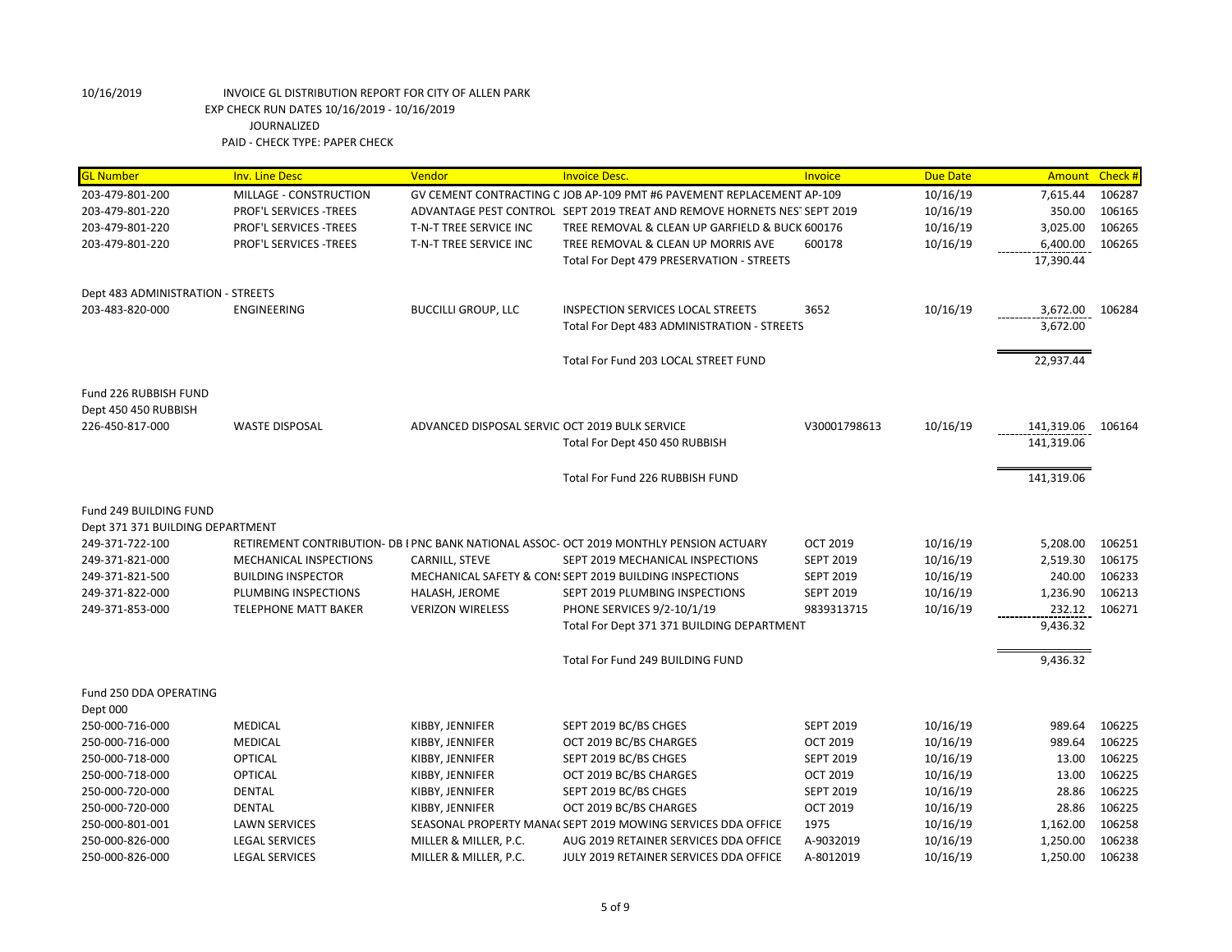10/16/2019 INVOICE GL DISTRIBUTION REPORT FOR CITY OF ALLEN PARK
EXP CHECK RUN DATES 10/16/2019 - 10/16/2019
JOURNALIZED
PAID - CHECK TYPE: PAPER CHECK

| GL Number | Inv. Line Desc | Vendor | Invoice Desc. | Invoice | Due Date | Amount | Check # |
|---|---|---|---|---|---|---|---|
| 203-479-801-200 | MILLAGE - CONSTRUCTION | GV CEMENT CONTRACTING C | JOB AP-109 PMT #6 PAVEMENT REPLACEMENT | AP-109 | 10/16/19 | 7,615.44 | 106287 |
| 203-479-801-220 | PROF'L SERVICES -TREES | ADVANTAGE PEST CONTROL | SEPT 2019 TREAT AND REMOVE HORNETS NEST | SEPT 2019 | 10/16/19 | 350.00 | 106165 |
| 203-479-801-220 | PROF'L SERVICES -TREES | T-N-T TREE SERVICE INC | TREE REMOVAL & CLEAN UP GARFIELD & BUCK | 600176 | 10/16/19 | 3,025.00 | 106265 |
| 203-479-801-220 | PROF'L SERVICES -TREES | T-N-T TREE SERVICE INC | TREE REMOVAL & CLEAN UP MORRIS AVE | 600178 | 10/16/19 | 6,400.00 | 106265 |
| | | | Total For Dept 479 PRESERVATION - STREETS | | | 17,390.44 | |
| Dept 483 ADMINISTRATION - STREETS | | | | | | | |
| 203-483-820-000 | ENGINEERING | BUCCILLI GROUP, LLC | INSPECTION SERVICES LOCAL STREETS | 3652 | 10/16/19 | 3,672.00 | 106284 |
| | | | Total For Dept 483 ADMINISTRATION - STREETS | | | 3,672.00 | |
| | | | Total For Fund 203 LOCAL STREET FUND | | | 22,937.44 | |
| Fund 226 RUBBISH FUND | | | | | | | |
| Dept 450 450 RUBBISH | | | | | | | |
| 226-450-817-000 | WASTE DISPOSAL | ADVANCED DISPOSAL SERVIC | OCT 2019 BULK SERVICE | V30001798613 | 10/16/19 | 141,319.06 | 106164 |
| | | | Total For Dept 450 450 RUBBISH | | | 141,319.06 | |
| | | | Total For Fund 226 RUBBISH FUND | | | 141,319.06 | |
| Fund 249 BUILDING FUND | | | | | | | |
| Dept 371 371 BUILDING DEPARTMENT | | | | | | | |
| 249-371-722-100 | RETIREMENT CONTRIBUTION- DB I | PNC BANK NATIONAL ASSOC- | OCT 2019 MONTHLY PENSION ACTUARY | OCT 2019 | 10/16/19 | 5,208.00 | 106251 |
| 249-371-821-000 | MECHANICAL INSPECTIONS | CARNILL, STEVE | SEPT 2019 MECHANICAL INSPECTIONS | SEPT 2019 | 10/16/19 | 2,519.30 | 106175 |
| 249-371-821-500 | BUILDING INSPECTOR | MECHANICAL SAFETY & CONS | SEPT 2019 BUILDING INSPECTIONS | SEPT 2019 | 10/16/19 | 240.00 | 106233 |
| 249-371-822-000 | PLUMBING INSPECTIONS | HALASH, JEROME | SEPT 2019 PLUMBING INSPECTIONS | SEPT 2019 | 10/16/19 | 1,236.90 | 106213 |
| 249-371-853-000 | TELEPHONE MATT BAKER | VERIZON WIRELESS | PHONE SERVICES 9/2-10/1/19 | 9839313715 | 10/16/19 | 232.12 | 106271 |
| | | | Total For Dept 371 371 BUILDING DEPARTMENT | | | 9,436.32 | |
| | | | Total For Fund 249 BUILDING FUND | | | 9,436.32 | |
| Fund 250 DDA OPERATING | | | | | | | |
| Dept 000 | | | | | | | |
| 250-000-716-000 | MEDICAL | KIBBY, JENNIFER | SEPT 2019 BC/BS CHGES | SEPT 2019 | 10/16/19 | 989.64 | 106225 |
| 250-000-716-000 | MEDICAL | KIBBY, JENNIFER | OCT 2019 BC/BS CHARGES | OCT 2019 | 10/16/19 | 989.64 | 106225 |
| 250-000-718-000 | OPTICAL | KIBBY, JENNIFER | SEPT 2019 BC/BS CHGES | SEPT 2019 | 10/16/19 | 13.00 | 106225 |
| 250-000-718-000 | OPTICAL | KIBBY, JENNIFER | OCT 2019 BC/BS CHARGES | OCT 2019 | 10/16/19 | 13.00 | 106225 |
| 250-000-720-000 | DENTAL | KIBBY, JENNIFER | SEPT 2019 BC/BS CHGES | SEPT 2019 | 10/16/19 | 28.86 | 106225 |
| 250-000-720-000 | DENTAL | KIBBY, JENNIFER | OCT 2019 BC/BS CHARGES | OCT 2019 | 10/16/19 | 28.86 | 106225 |
| 250-000-801-001 | LAWN SERVICES | SEASONAL PROPERTY MANA( | SEPT 2019 MOWING SERVICES DDA OFFICE | 1975 | 10/16/19 | 1,162.00 | 106258 |
| 250-000-826-000 | LEGAL SERVICES | MILLER & MILLER, P.C. | AUG 2019 RETAINER SERVICES DDA OFFICE | A-9032019 | 10/16/19 | 1,250.00 | 106238 |
| 250-000-826-000 | LEGAL SERVICES | MILLER & MILLER, P.C. | JULY 2019 RETAINER SERVICES DDA OFFICE | A-8012019 | 10/16/19 | 1,250.00 | 106238 |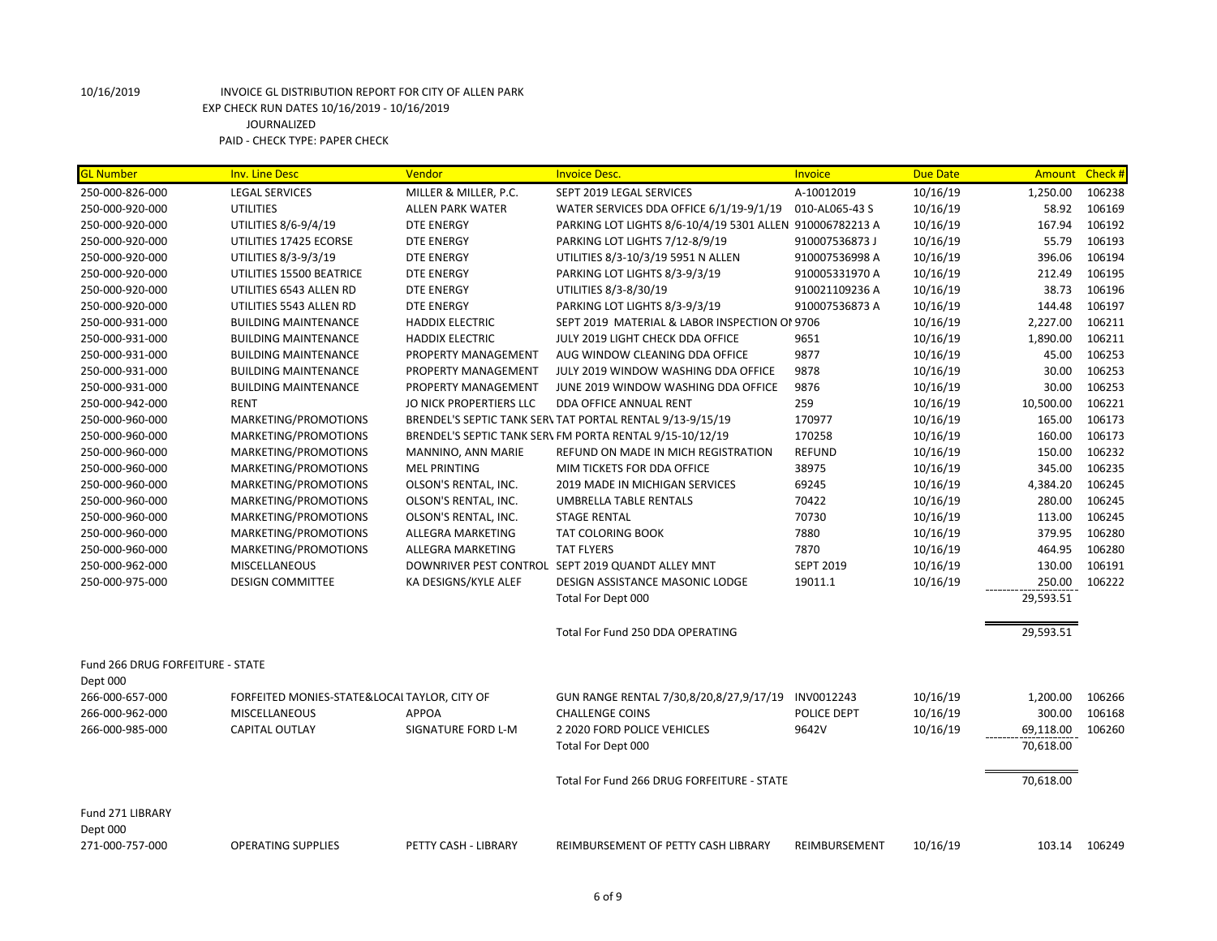10/16/2019 INVOICE GL DISTRIBUTION REPORT FOR CITY OF ALLEN PARK
EXP CHECK RUN DATES 10/16/2019 - 10/16/2019
JOURNALIZED
PAID - CHECK TYPE: PAPER CHECK

| GL Number | Inv. Line Desc | Vendor | Invoice Desc. | Invoice | Due Date | Amount | Check # |
|---|---|---|---|---|---|---|---|
| 250-000-826-000 | LEGAL SERVICES | MILLER & MILLER, P.C. | SEPT 2019 LEGAL SERVICES | A-10012019 | 10/16/19 | 1,250.00 | 106238 |
| 250-000-920-000 | UTILITIES | ALLEN PARK WATER | WATER SERVICES DDA OFFICE 6/1/19-9/1/19 | 010-AL065-43 S | 10/16/19 | 58.92 | 106169 |
| 250-000-920-000 | UTILITIES 8/6-9/4/19 | DTE ENERGY | PARKING LOT LIGHTS 8/6-10/4/19 5301 ALLEN | 910006782213 A | 10/16/19 | 167.94 | 106192 |
| 250-000-920-000 | UTILITIES 17425 ECORSE | DTE ENERGY | PARKING LOT LIGHTS 7/12-8/9/19 | 910007536873 J | 10/16/19 | 55.79 | 106193 |
| 250-000-920-000 | UTILITIES 8/3-9/3/19 | DTE ENERGY | UTILITIES 8/3-10/3/19 5951 N ALLEN | 910007536998 A | 10/16/19 | 396.06 | 106194 |
| 250-000-920-000 | UTILITIES 15500 BEATRICE | DTE ENERGY | PARKING LOT LIGHTS 8/3-9/3/19 | 910005331970 A | 10/16/19 | 212.49 | 106195 |
| 250-000-920-000 | UTILITIES 6543 ALLEN RD | DTE ENERGY | UTILITIES 8/3-8/30/19 | 910021109236 A | 10/16/19 | 38.73 | 106196 |
| 250-000-920-000 | UTILITIES 5543 ALLEN RD | DTE ENERGY | PARKING LOT LIGHTS 8/3-9/3/19 | 910007536873 A | 10/16/19 | 144.48 | 106197 |
| 250-000-931-000 | BUILDING MAINTENANCE | HADDIX ELECTRIC | SEPT 2019 MATERIAL & LABOR INSPECTION OI | 9706 | 10/16/19 | 2,227.00 | 106211 |
| 250-000-931-000 | BUILDING MAINTENANCE | HADDIX ELECTRIC | JULY 2019 LIGHT CHECK DDA OFFICE | 9651 | 10/16/19 | 1,890.00 | 106211 |
| 250-000-931-000 | BUILDING MAINTENANCE | PROPERTY MANAGEMENT | AUG WINDOW CLEANING DDA OFFICE | 9877 | 10/16/19 | 45.00 | 106253 |
| 250-000-931-000 | BUILDING MAINTENANCE | PROPERTY MANAGEMENT | JULY 2019 WINDOW WASHING DDA OFFICE | 9878 | 10/16/19 | 30.00 | 106253 |
| 250-000-931-000 | BUILDING MAINTENANCE | PROPERTY MANAGEMENT | JUNE 2019 WINDOW WASHING DDA OFFICE | 9876 | 10/16/19 | 30.00 | 106253 |
| 250-000-942-000 | RENT | JO NICK PROPERTIERS LLC | DDA OFFICE ANNUAL RENT | 259 | 10/16/19 | 10,500.00 | 106221 |
| 250-000-960-000 | MARKETING/PROMOTIONS | BRENDEL'S SEPTIC TANK SER\ | TAT PORTAL RENTAL 9/13-9/15/19 | 170977 | 10/16/19 | 165.00 | 106173 |
| 250-000-960-000 | MARKETING/PROMOTIONS | BRENDEL'S SEPTIC TANK SER\ | FM PORTA RENTAL 9/15-10/12/19 | 170258 | 10/16/19 | 160.00 | 106173 |
| 250-000-960-000 | MARKETING/PROMOTIONS | MANNINO, ANN MARIE | REFUND ON MADE IN MICH REGISTRATION | REFUND | 10/16/19 | 150.00 | 106232 |
| 250-000-960-000 | MARKETING/PROMOTIONS | MEL PRINTING | MIM TICKETS FOR DDA OFFICE | 38975 | 10/16/19 | 345.00 | 106235 |
| 250-000-960-000 | MARKETING/PROMOTIONS | OLSON'S RENTAL, INC. | 2019 MADE IN MICHIGAN SERVICES | 69245 | 10/16/19 | 4,384.20 | 106245 |
| 250-000-960-000 | MARKETING/PROMOTIONS | OLSON'S RENTAL, INC. | UMBRELLA TABLE RENTALS | 70422 | 10/16/19 | 280.00 | 106245 |
| 250-000-960-000 | MARKETING/PROMOTIONS | OLSON'S RENTAL, INC. | STAGE RENTAL | 70730 | 10/16/19 | 113.00 | 106245 |
| 250-000-960-000 | MARKETING/PROMOTIONS | ALLEGRA MARKETING | TAT COLORING BOOK | 7880 | 10/16/19 | 379.95 | 106280 |
| 250-000-960-000 | MARKETING/PROMOTIONS | ALLEGRA MARKETING | TAT FLYERS | 7870 | 10/16/19 | 464.95 | 106280 |
| 250-000-962-000 | MISCELLANEOUS | DOWNRIVER PEST CONTROL | SEPT 2019 QUANDT ALLEY MNT | SEPT 2019 | 10/16/19 | 130.00 | 106191 |
| 250-000-975-000 | DESIGN COMMITTEE | KA DESIGNS/KYLE ALEF | DESIGN ASSISTANCE MASONIC LODGE | 19011.1 | 10/16/19 | 250.00 | 106222 |
| | | | Total For Dept 000 | | | 29,593.51 | |
| | | | Total For Fund 250 DDA OPERATING | | | 29,593.51 | |

Fund 266 DRUG FORFEITURE - STATE
Dept 000

| GL Number | Inv. Line Desc | Vendor | Invoice Desc. | Invoice | Due Date | Amount | Check # |
|---|---|---|---|---|---|---|---|
| 266-000-657-000 | FORFEITED MONIES-STATE&LOCAL | TAYLOR, CITY OF | GUN RANGE RENTAL 7/30,8/20,8/27,9/17/19 | INV0012243 | 10/16/19 | 1,200.00 | 106266 |
| 266-000-962-000 | MISCELLANEOUS | APPOA | CHALLENGE COINS | POLICE DEPT | 10/16/19 | 300.00 | 106168 |
| 266-000-985-000 | CAPITAL OUTLAY | SIGNATURE FORD L-M | 2 2020 FORD POLICE VEHICLES | 9642V | 10/16/19 | 69,118.00 | 106260 |
| | | | Total For Dept 000 | | | 70,618.00 | |
| | | | Total For Fund 266 DRUG FORFEITURE - STATE | | | 70,618.00 | |

Fund 271 LIBRARY
Dept 000

| GL Number | Inv. Line Desc | Vendor | Invoice Desc. | Invoice | Due Date | Amount | Check # |
|---|---|---|---|---|---|---|---|
| 271-000-757-000 | OPERATING SUPPLIES | PETTY CASH - LIBRARY | REIMBURSEMENT OF PETTY CASH LIBRARY | REIMBURSEMENT | 10/16/19 | 103.14 | 106249 |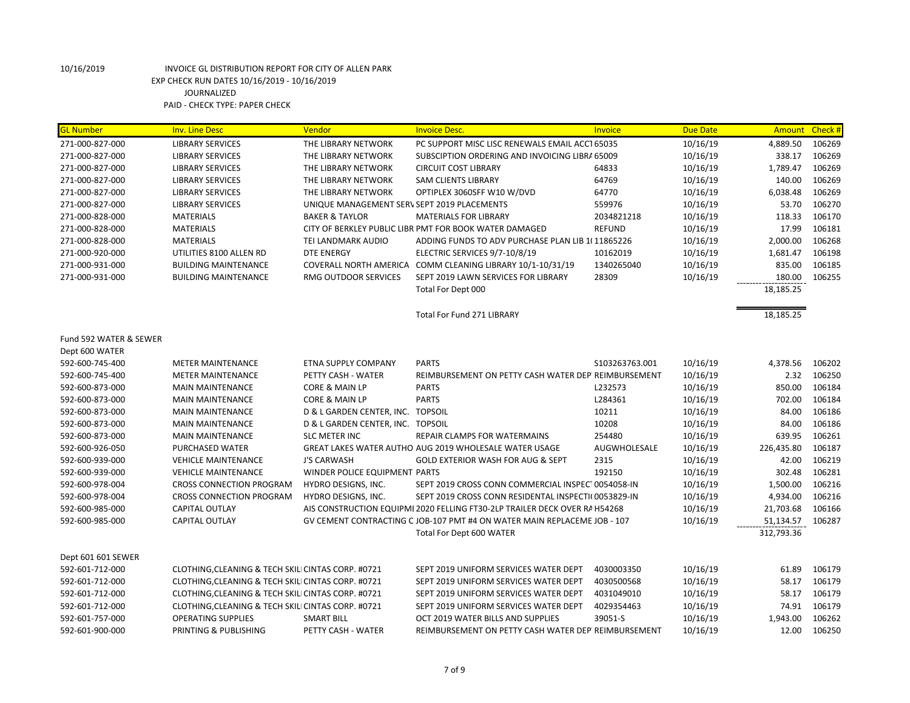10/16/2019 INVOICE GL DISTRIBUTION REPORT FOR CITY OF ALLEN PARK
EXP CHECK RUN DATES 10/16/2019 - 10/16/2019
JOURNALIZED
PAID - CHECK TYPE: PAPER CHECK

| GL Number | Inv. Line Desc | Vendor | Invoice Desc. | Invoice | Due Date | Amount | Check # |
|---|---|---|---|---|---|---|---|
| 271-000-827-000 | LIBRARY SERVICES | THE LIBRARY NETWORK | PC SUPPORT MISC LISC RENEWALS EMAIL ACCT | 65035 | 10/16/19 | 4,889.50 | 106269 |
| 271-000-827-000 | LIBRARY SERVICES | THE LIBRARY NETWORK | SUBSCIPTION ORDERING AND INVOICING LIBRA | 65009 | 10/16/19 | 338.17 | 106269 |
| 271-000-827-000 | LIBRARY SERVICES | THE LIBRARY NETWORK | CIRCUIT COST LIBRARY | 64833 | 10/16/19 | 1,789.47 | 106269 |
| 271-000-827-000 | LIBRARY SERVICES | THE LIBRARY NETWORK | SAM CLIENTS LIBRARY | 64769 | 10/16/19 | 140.00 | 106269 |
| 271-000-827-000 | LIBRARY SERVICES | THE LIBRARY NETWORK | OPTIPLEX 3060SFF W10 W/DVD | 64770 | 10/16/19 | 6,038.48 | 106269 |
| 271-000-827-000 | LIBRARY SERVICES | UNIQUE MANAGEMENT SERV | SEPT 2019 PLACEMENTS | 559976 | 10/16/19 | 53.70 | 106270 |
| 271-000-828-000 | MATERIALS | BAKER & TAYLOR | MATERIALS FOR LIBRARY | 2034821218 | 10/16/19 | 118.33 | 106170 |
| 271-000-828-000 | MATERIALS | CITY OF BERKLEY PUBLIC LIBR | PMT FOR BOOK WATER DAMAGED | REFUND | 10/16/19 | 17.99 | 106181 |
| 271-000-828-000 | MATERIALS | TEI LANDMARK AUDIO | ADDING FUNDS TO ADV PURCHASE PLAN LIB 1( | 11865226 | 10/16/19 | 2,000.00 | 106268 |
| 271-000-920-000 | UTILITIES 8100 ALLEN RD | DTE ENERGY | ELECTRIC SERVICES 9/7-10/8/19 | 10162019 | 10/16/19 | 1,681.47 | 106198 |
| 271-000-931-000 | BUILDING MAINTENANCE | COVERALL NORTH AMERICA | COMM CLEANING LIBRARY 10/1-10/31/19 | 1340265040 | 10/16/19 | 835.00 | 106185 |
| 271-000-931-000 | BUILDING MAINTENANCE | RMG OUTDOOR SERVICES | SEPT 2019 LAWN SERVICES FOR LIBRARY | 28309 | 10/16/19 | 180.00 | 106255 |
| | | | Total For Dept 000 | | | 18,185.25 | |
| | | | Total For Fund 271 LIBRARY | | | 18,185.25 | |
| Fund 592 WATER & SEWER | | | | | | | |
| Dept 600 WATER | | | | | | | |
| 592-600-745-400 | METER MAINTENANCE | ETNA SUPPLY COMPANY | PARTS | S103263763.001 | 10/16/19 | 4,378.56 | 106202 |
| 592-600-745-400 | METER MAINTENANCE | PETTY CASH - WATER | REIMBURSEMENT ON PETTY CASH WATER DEP | REIMBURSEMENT | 10/16/19 | 2.32 | 106250 |
| 592-600-873-000 | MAIN MAINTENANCE | CORE & MAIN LP | PARTS | L232573 | 10/16/19 | 850.00 | 106184 |
| 592-600-873-000 | MAIN MAINTENANCE | CORE & MAIN LP | PARTS | L284361 | 10/16/19 | 702.00 | 106184 |
| 592-600-873-000 | MAIN MAINTENANCE | D & L GARDEN CENTER, INC. | TOPSOIL | 10211 | 10/16/19 | 84.00 | 106186 |
| 592-600-873-000 | MAIN MAINTENANCE | D & L GARDEN CENTER, INC. | TOPSOIL | 10208 | 10/16/19 | 84.00 | 106186 |
| 592-600-873-000 | MAIN MAINTENANCE | SLC METER INC | REPAIR CLAMPS FOR WATERMAINS | 254480 | 10/16/19 | 639.95 | 106261 |
| 592-600-926-050 | PURCHASED WATER | GREAT LAKES WATER AUTHO | AUG 2019 WHOLESALE WATER USAGE | AUGWHOLESALE | 10/16/19 | 226,435.80 | 106187 |
| 592-600-939-000 | VEHICLE MAINTENANCE | J'S CARWASH | GOLD EXTERIOR WASH FOR AUG & SEPT | 2315 | 10/16/19 | 42.00 | 106219 |
| 592-600-939-000 | VEHICLE MAINTENANCE | WINDER POLICE EQUIPMENT | PARTS | 192150 | 10/16/19 | 302.48 | 106281 |
| 592-600-978-004 | CROSS CONNECTION PROGRAM | HYDRO DESIGNS, INC. | SEPT 2019 CROSS CONN COMMERCIAL INSPECT | 0054058-IN | 10/16/19 | 1,500.00 | 106216 |
| 592-600-978-004 | CROSS CONNECTION PROGRAM | HYDRO DESIGNS, INC. | SEPT 2019 CROSS CONN RESIDENTAL INSPECTI( | 0053829-IN | 10/16/19 | 4,934.00 | 106216 |
| 592-600-985-000 | CAPITAL OUTLAY | AIS CONSTRUCTION EQUIPMI | 2020 FELLING FT30-2LP TRAILER DECK OVER RA | H54268 | 10/16/19 | 21,703.68 | 106166 |
| 592-600-985-000 | CAPITAL OUTLAY | GV CEMENT CONTRACTING C | JOB-107 PMT #4 ON WATER MAIN REPLACEME | JOB - 107 | 10/16/19 | 51,134.57 | 106287 |
| | | | Total For Dept 600 WATER | | | 312,793.36 | |
| Dept 601 601 SEWER | | | | | | | |
| 592-601-712-000 | CLOTHING,CLEANING & TECH SKILI | CINTAS CORP. #0721 | SEPT 2019 UNIFORM SERVICES WATER DEPT | 4030003350 | 10/16/19 | 61.89 | 106179 |
| 592-601-712-000 | CLOTHING,CLEANING & TECH SKILI | CINTAS CORP. #0721 | SEPT 2019 UNIFORM SERVICES WATER DEPT | 4030500568 | 10/16/19 | 58.17 | 106179 |
| 592-601-712-000 | CLOTHING,CLEANING & TECH SKILI | CINTAS CORP. #0721 | SEPT 2019 UNIFORM SERVICES WATER DEPT | 4031049010 | 10/16/19 | 58.17 | 106179 |
| 592-601-712-000 | CLOTHING,CLEANING & TECH SKILI | CINTAS CORP. #0721 | SEPT 2019 UNIFORM SERVICES WATER DEPT | 4029354463 | 10/16/19 | 74.91 | 106179 |
| 592-601-757-000 | OPERATING SUPPLIES | SMART BILL | OCT 2019 WATER BILLS AND SUPPLIES | 39051-S | 10/16/19 | 1,943.00 | 106262 |
| 592-601-900-000 | PRINTING & PUBLISHING | PETTY CASH - WATER | REIMBURSEMENT ON PETTY CASH WATER DEP | REIMBURSEMENT | 10/16/19 | 12.00 | 106250 |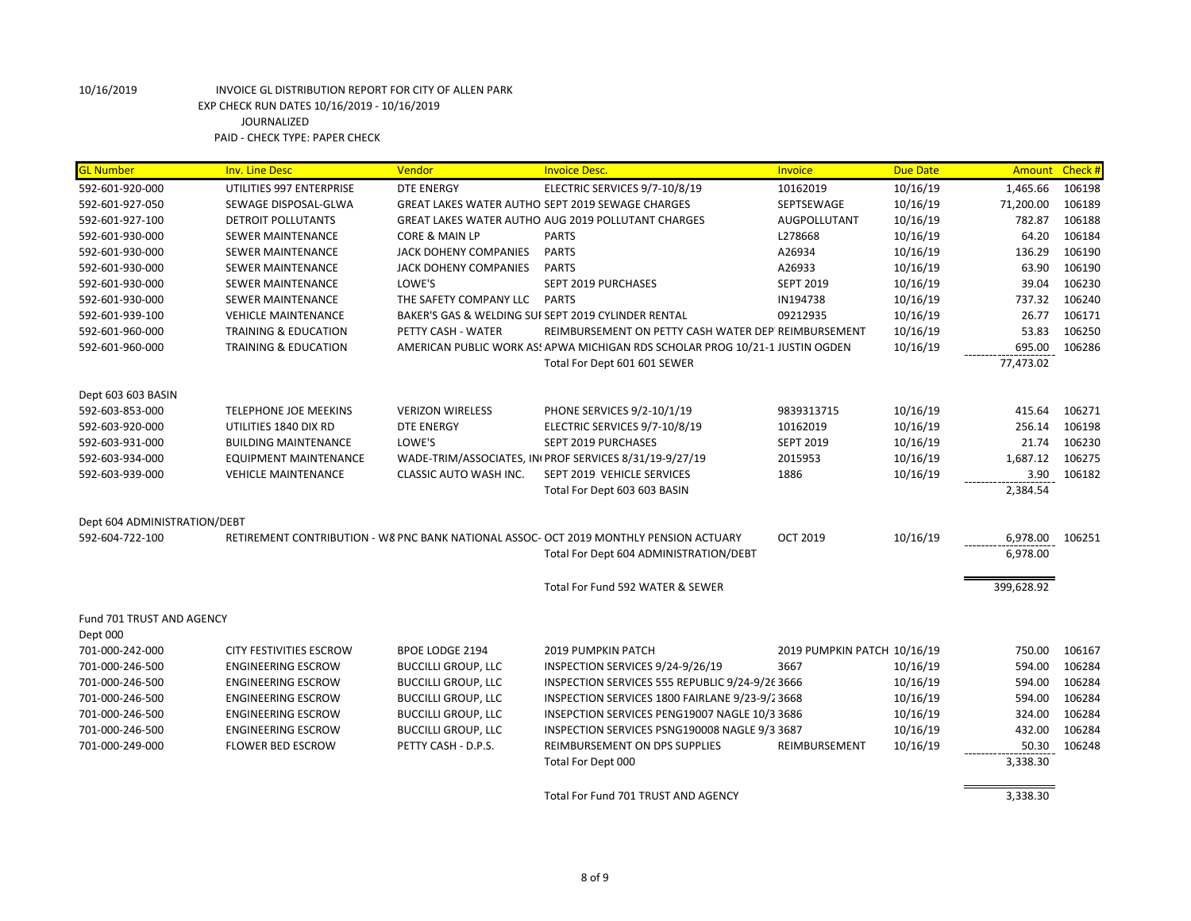10/16/2019 INVOICE GL DISTRIBUTION REPORT FOR CITY OF ALLEN PARK

EXP CHECK RUN DATES 10/16/2019 - 10/16/2019

JOURNALIZED

PAID - CHECK TYPE: PAPER CHECK

| GL Number | Inv. Line Desc | Vendor | Invoice Desc. | Invoice | Due Date | Amount | Check # |
|---|---|---|---|---|---|---|---|
| 592-601-920-000 | UTILITIES 997 ENTERPRISE | DTE ENERGY | ELECTRIC SERVICES 9/7-10/8/19 | 10162019 | 10/16/19 | 1,465.66 | 106198 |
| 592-601-927-050 | SEWAGE DISPOSAL-GLWA | GREAT LAKES WATER AUTHO | SEPT 2019 SEWAGE CHARGES | SEPTSEWAGE | 10/16/19 | 71,200.00 | 106189 |
| 592-601-927-100 | DETROIT POLLUTANTS | GREAT LAKES WATER AUTHO | AUG 2019 POLLUTANT CHARGES | AUGPOLLUTANT | 10/16/19 | 782.87 | 106188 |
| 592-601-930-000 | SEWER MAINTENANCE | CORE & MAIN LP | PARTS | L278668 | 10/16/19 | 64.20 | 106184 |
| 592-601-930-000 | SEWER MAINTENANCE | JACK DOHENY COMPANIES | PARTS | A26934 | 10/16/19 | 136.29 | 106190 |
| 592-601-930-000 | SEWER MAINTENANCE | JACK DOHENY COMPANIES | PARTS | A26933 | 10/16/19 | 63.90 | 106190 |
| 592-601-930-000 | SEWER MAINTENANCE | LOWE'S | SEPT 2019 PURCHASES | SEPT 2019 | 10/16/19 | 39.04 | 106230 |
| 592-601-930-000 | SEWER MAINTENANCE | THE SAFETY COMPANY LLC | PARTS | IN194738 | 10/16/19 | 737.32 | 106240 |
| 592-601-939-100 | VEHICLE MAINTENANCE | BAKER'S GAS & WELDING SUI | SEPT 2019 CYLINDER RENTAL | 09212935 | 10/16/19 | 26.77 | 106171 |
| 592-601-960-000 | TRAINING & EDUCATION | PETTY CASH - WATER | REIMBURSEMENT ON PETTY CASH WATER DEP | REIMBURSEMENT | 10/16/19 | 53.83 | 106250 |
| 592-601-960-000 | TRAINING & EDUCATION | AMERICAN PUBLIC WORK AS | APWA MICHIGAN RDS SCHOLAR PROG 10/21-1 | JUSTIN OGDEN | 10/16/19 | 695.00 | 106286 |
| | | | Total For Dept 601 601 SEWER | | | 77,473.02 | |
| Dept 603 603 BASIN | | | | | | | |
| 592-603-853-000 | TELEPHONE JOE MEEKINS | VERIZON WIRELESS | PHONE SERVICES 9/2-10/1/19 | 9839313715 | 10/16/19 | 415.64 | 106271 |
| 592-603-920-000 | UTILITIES 1840 DIX RD | DTE ENERGY | ELECTRIC SERVICES 9/7-10/8/19 | 10162019 | 10/16/19 | 256.14 | 106198 |
| 592-603-931-000 | BUILDING MAINTENANCE | LOWE'S | SEPT 2019 PURCHASES | SEPT 2019 | 10/16/19 | 21.74 | 106230 |
| 592-603-934-000 | EQUIPMENT MAINTENANCE | WADE-TRIM/ASSOCIATES, IN | PROF SERVICES 8/31/19-9/27/19 | 2015953 | 10/16/19 | 1,687.12 | 106275 |
| 592-603-939-000 | VEHICLE MAINTENANCE | CLASSIC AUTO WASH INC. | SEPT 2019 VEHICLE SERVICES | 1886 | 10/16/19 | 3.90 | 106182 |
| | | | Total For Dept 603 603 BASIN | | | 2,384.54 | |
| Dept 604 ADMINISTRATION/DEBT | | | | | | | |
| 592-604-722-100 | RETIREMENT CONTRIBUTION - W8 | PNC BANK NATIONAL ASSOC- | OCT 2019 MONTHLY PENSION ACTUARY | OCT 2019 | 10/16/19 | 6,978.00 | 106251 |
| | | | Total For Dept 604 ADMINISTRATION/DEBT | | | 6,978.00 | |
| | | | Total For Fund 592 WATER & SEWER | | | 399,628.92 | |
| Fund 701 TRUST AND AGENCY | | | | | | | |
| Dept 000 | | | | | | | |
| 701-000-242-000 | CITY FESTIVITIES ESCROW | BPOE LODGE 2194 | 2019 PUMPKIN PATCH | 2019 PUMPKIN PATCH | 10/16/19 | 750.00 | 106167 |
| 701-000-246-500 | ENGINEERING ESCROW | BUCCILLI GROUP, LLC | INSPECTION SERVICES 9/24-9/26/19 | 3667 | 10/16/19 | 594.00 | 106284 |
| 701-000-246-500 | ENGINEERING ESCROW | BUCCILLI GROUP, LLC | INSPECTION SERVICES 555 REPUBLIC 9/24-9/26 | 3666 | 10/16/19 | 594.00 | 106284 |
| 701-000-246-500 | ENGINEERING ESCROW | BUCCILLI GROUP, LLC | INSPECTION SERVICES 1800 FAIRLANE 9/23-9/2 | 3668 | 10/16/19 | 594.00 | 106284 |
| 701-000-246-500 | ENGINEERING ESCROW | BUCCILLI GROUP, LLC | INSEPCTION SERVICES PENG19007 NAGLE 10/3 | 3686 | 10/16/19 | 324.00 | 106284 |
| 701-000-246-500 | ENGINEERING ESCROW | BUCCILLI GROUP, LLC | INSPECTION SERVICES PSNG190008 NAGLE 9/3 | 3687 | 10/16/19 | 432.00 | 106284 |
| 701-000-249-000 | FLOWER BED ESCROW | PETTY CASH - D.P.S. | REIMBURSEMENT ON DPS SUPPLIES | REIMBURSEMENT | 10/16/19 | 50.30 | 106248 |
| | | | Total For Dept 000 | | | 3,338.30 | |
| | | | Total For Fund 701 TRUST AND AGENCY | | | 3,338.30 | |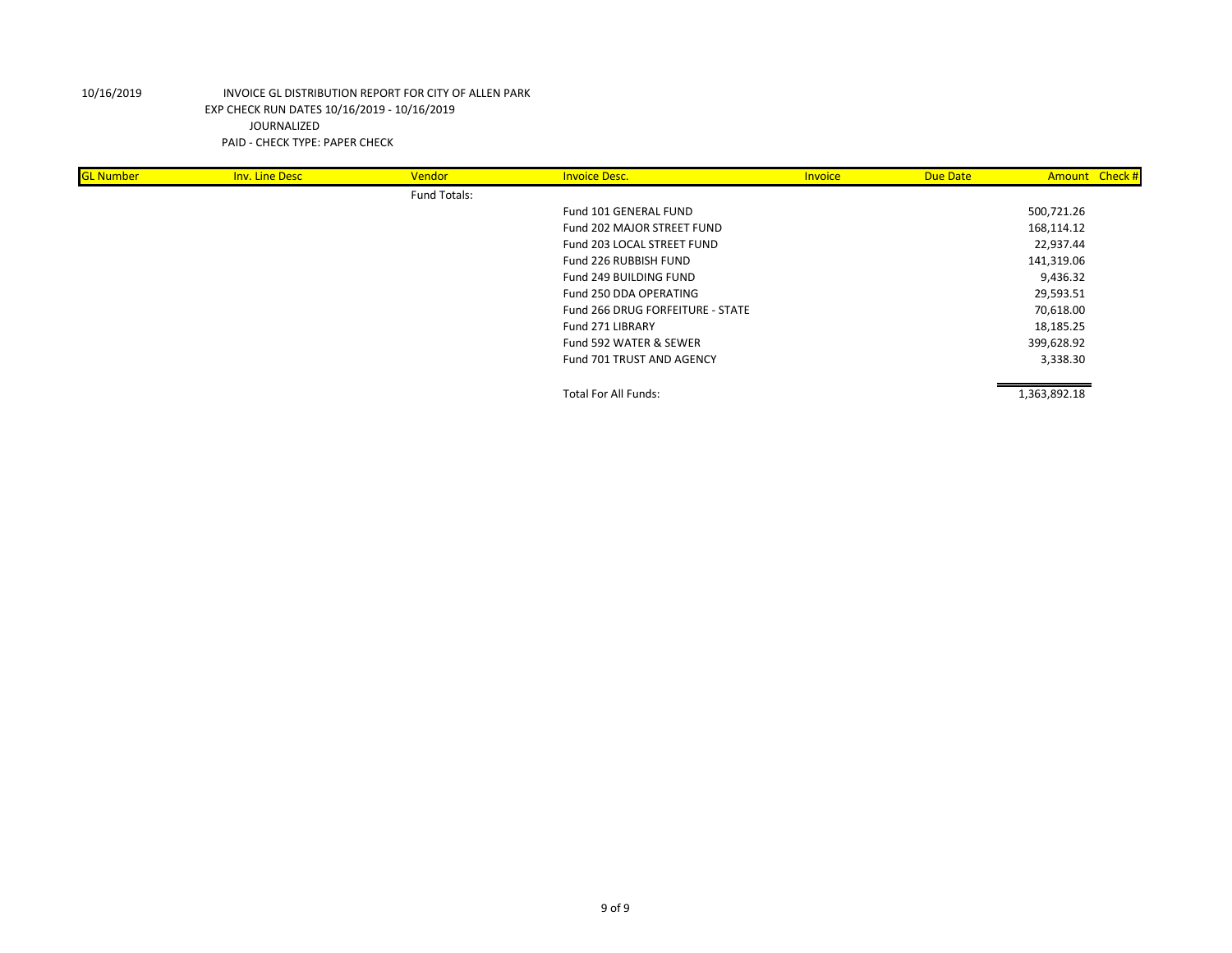10/16/2019 INVOICE GL DISTRIBUTION REPORT FOR CITY OF ALLEN PARK

EXP CHECK RUN DATES 10/16/2019 - 10/16/2019

JOURNALIZED

PAID - CHECK TYPE: PAPER CHECK

| GL Number | Inv. Line Desc | Vendor | Invoice Desc. | Invoice | Due Date | Amount | Check # |
|---|---|---|---|---|---|---|---|
| | | Fund Totals: | | | | | |
| | | | Fund 101 GENERAL FUND | | | 500,721.26 | |
| | | | Fund 202 MAJOR STREET FUND | | | 168,114.12 | |
| | | | Fund 203 LOCAL STREET FUND | | | 22,937.44 | |
| | | | Fund 226 RUBBISH FUND | | | 141,319.06 | |
| | | | Fund 249 BUILDING FUND | | | 9,436.32 | |
| | | | Fund 250 DDA OPERATING | | | 29,593.51 | |
| | | | Fund 266 DRUG FORFEITURE - STATE | | | 70,618.00 | |
| | | | Fund 271 LIBRARY | | | 18,185.25 | |
| | | | Fund 592 WATER & SEWER | | | 399,628.92 | |
| | | | Fund 701 TRUST AND AGENCY | | | 3,338.30 | |
| | | | Total For All Funds: | | | 1,363,892.18 | |